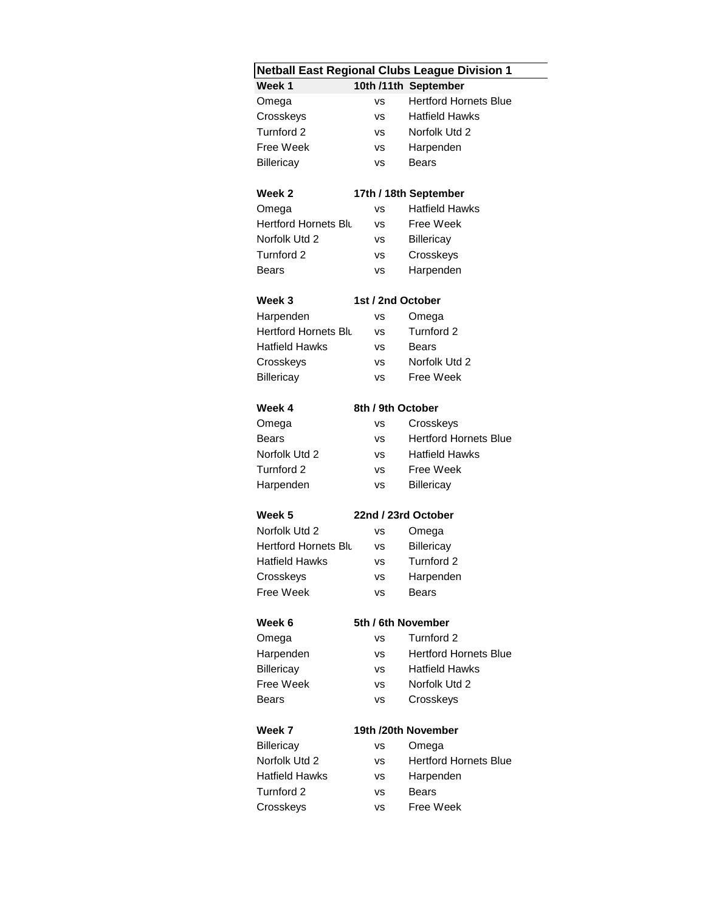# Netball East Regional Clubs League Division 1

| Week 1 | 10th /11th September | |
|---|---|---|
| Omega | vs | Hertford Hornets Blue |
| Crosskeys | vs | Hatfield Hawks |
| Turnford 2 | vs | Norfolk Utd 2 |
| Free Week | vs | Harpenden |
| Billericay | vs | Bears |

| Week 2 | 17th / 18th September | |
|---|---|---|
| Omega | vs | Hatfield Hawks |
| Hertford Hornets Blu | vs | Free Week |
| Norfolk Utd 2 | vs | Billericay |
| Turnford 2 | vs | Crosskeys |
| Bears | vs | Harpenden |

| Week 3 | 1st / 2nd October | |
|---|---|---|
| Harpenden | vs | Omega |
| Hertford Hornets Blu | vs | Turnford 2 |
| Hatfield Hawks | vs | Bears |
| Crosskeys | vs | Norfolk Utd 2 |
| Billericay | vs | Free Week |

| Week 4 | 8th / 9th October | |
|---|---|---|
| Omega | vs | Crosskeys |
| Bears | vs | Hertford Hornets Blue |
| Norfolk Utd 2 | vs | Hatfield Hawks |
| Turnford 2 | vs | Free Week |
| Harpenden | vs | Billericay |

| Week 5 | 22nd / 23rd October | |
|---|---|---|
| Norfolk Utd 2 | vs | Omega |
| Hertford Hornets Blu | vs | Billericay |
| Hatfield Hawks | vs | Turnford 2 |
| Crosskeys | vs | Harpenden |
| Free Week | vs | Bears |

| Week 6 | 5th / 6th November | |
|---|---|---|
| Omega | vs | Turnford 2 |
| Harpenden | vs | Hertford Hornets Blue |
| Billericay | vs | Hatfield Hawks |
| Free Week | vs | Norfolk Utd 2 |
| Bears | vs | Crosskeys |

| Week 7 | 19th /20th November | |
|---|---|---|
| Billericay | vs | Omega |
| Norfolk Utd 2 | vs | Hertford Hornets Blue |
| Hatfield Hawks | vs | Harpenden |
| Turnford 2 | vs | Bears |
| Crosskeys | vs | Free Week |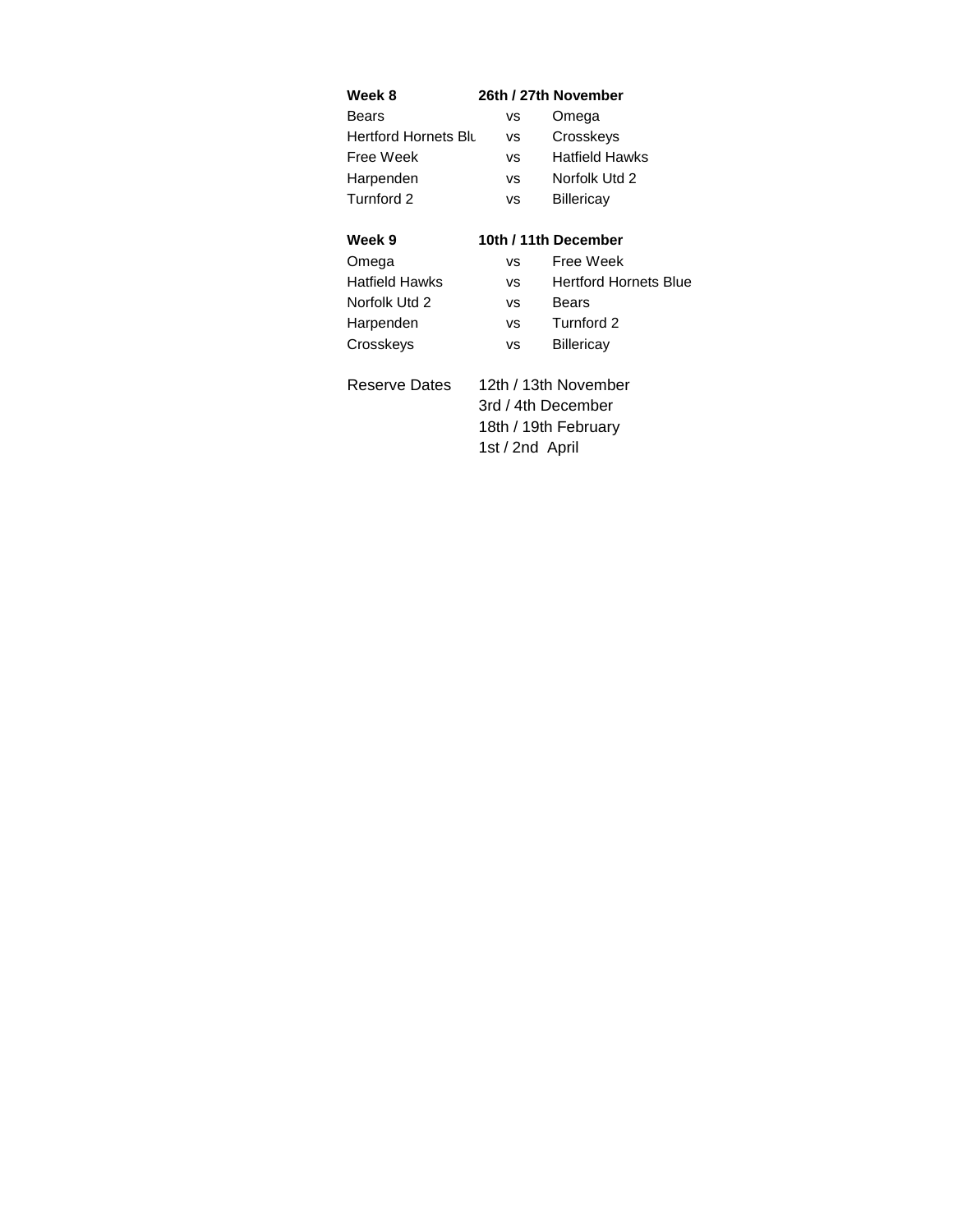| **Week 8** | **26th / 27th November** | |
|---|---|---|
| Bears | vs | Omega |
| Hertford Hornets Blu | vs | Crosskeys |
| Free Week | vs | Hatfield Hawks |
| Harpenden | vs | Norfolk Utd 2 |
| Turnford 2 | vs | Billericay |

| **Week 9** | **10th / 11th December** | |
|---|---|---|
| Omega | vs | Free Week |
| Hatfield Hawks | vs | Hertford Hornets Blue |
| Norfolk Utd 2 | vs | Bears |
| Harpenden | vs | Turnford 2 |
| Crosskeys | vs | Billericay |

Reserve Dates
- 12th / 13th November
- 3rd / 4th December
- 18th / 19th February
- 1st / 2nd April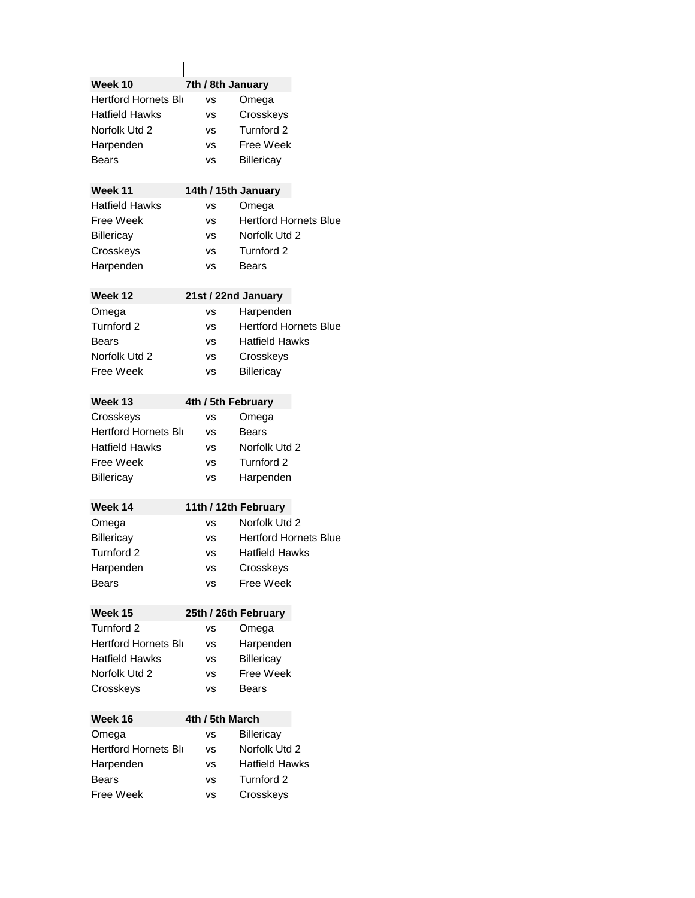| Week 10 | 7th / 8th January | |
|---|---|---|
| Hertford Hornets Blu | vs | Omega |
| Hatfield Hawks | vs | Crosskeys |
| Norfolk Utd 2 | vs | Turnford 2 |
| Harpenden | vs | Free Week |
| Bears | vs | Billericay |

| Week 11 | 14th / 15th January | |
|---|---|---|
| Hatfield Hawks | vs | Omega |
| Free Week | vs | Hertford Hornets Blue |
| Billericay | vs | Norfolk Utd 2 |
| Crosskeys | vs | Turnford 2 |
| Harpenden | vs | Bears |

| Week 12 | 21st / 22nd January | |
|---|---|---|
| Omega | vs | Harpenden |
| Turnford 2 | vs | Hertford Hornets Blue |
| Bears | vs | Hatfield Hawks |
| Norfolk Utd 2 | vs | Crosskeys |
| Free Week | vs | Billericay |

| Week 13 | 4th / 5th February | |
|---|---|---|
| Crosskeys | vs | Omega |
| Hertford Hornets Blu | vs | Bears |
| Hatfield Hawks | vs | Norfolk Utd 2 |
| Free Week | vs | Turnford 2 |
| Billericay | vs | Harpenden |

| Week 14 | 11th / 12th February | |
|---|---|---|
| Omega | vs | Norfolk Utd 2 |
| Billericay | vs | Hertford Hornets Blue |
| Turnford 2 | vs | Hatfield Hawks |
| Harpenden | vs | Crosskeys |
| Bears | vs | Free Week |

| Week 15 | 25th / 26th February | |
|---|---|---|
| Turnford 2 | vs | Omega |
| Hertford Hornets Blu | vs | Harpenden |
| Hatfield Hawks | vs | Billericay |
| Norfolk Utd 2 | vs | Free Week |
| Crosskeys | vs | Bears |

| Week 16 | 4th / 5th March | |
|---|---|---|
| Omega | vs | Billericay |
| Hertford Hornets Blu | vs | Norfolk Utd 2 |
| Harpenden | vs | Hatfield Hawks |
| Bears | vs | Turnford 2 |
| Free Week | vs | Crosskeys |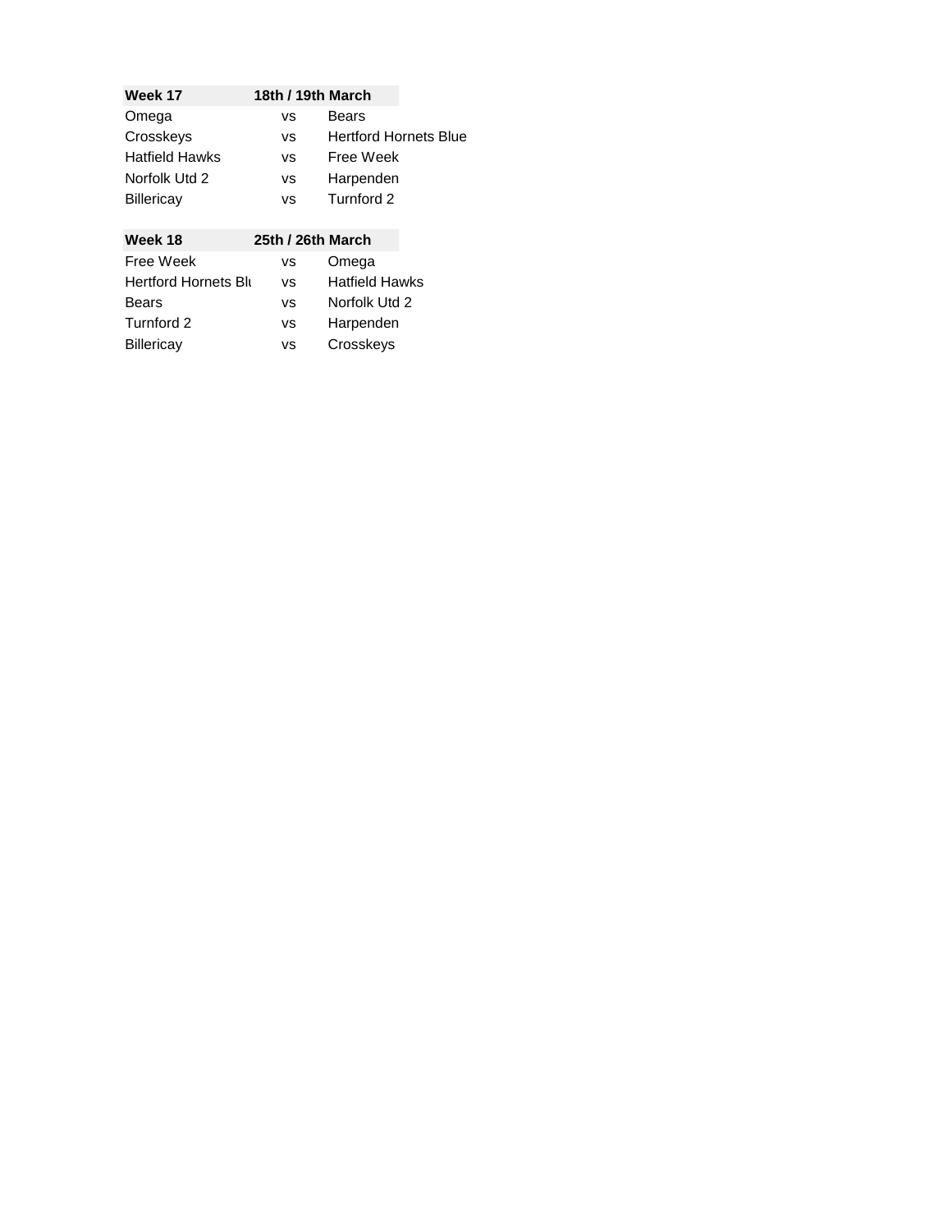| Week 17 | 18th / 19th March | |
|---|---|---|
| Omega | vs | Bears |
| Crosskeys | vs | Hertford Hornets Blue |
| Hatfield Hawks | vs | Free Week |
| Norfolk Utd 2 | vs | Harpenden |
| Billericay | vs | Turnford 2 |

| Week 18 | 25th / 26th March | |
|---|---|---|
| Free Week | vs | Omega |
| Hertford Hornets Blu | vs | Hatfield Hawks |
| Bears | vs | Norfolk Utd 2 |
| Turnford 2 | vs | Harpenden |
| Billericay | vs | Crosskeys |